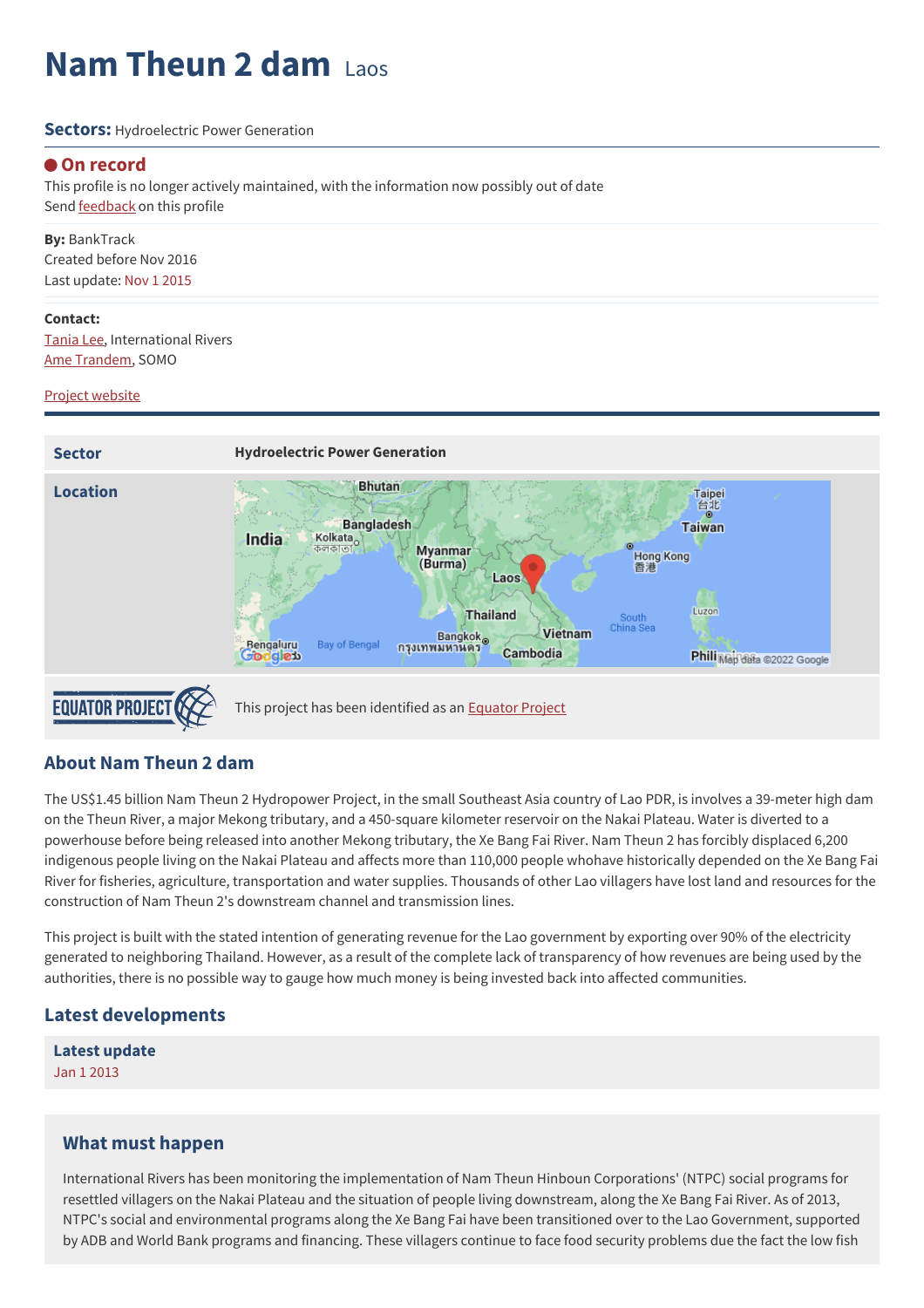# Nam Theun 2 dam Laos

**Sectors:** Hydroelectric Power Generation

**On record**

This profile is no longer actively maintained, with the information now possibly out of date

Send feedback on this profile

**By:** BankTrack

Created before Nov 2016

Last update: Nov 1 2015

**Contact:**

Tania Lee, International Rivers

Ame Trandem, SOMO

Project website

| | |
|---|---|
| **Sector** | **Hydroelectric Power Generation** |
| **Location** | |

This project has been identified as an Equator Project

## About Nam Theun 2 dam

The US$1.45 billion Nam Theun 2 Hydropower Project, in the small Southeast Asia country of Lao PDR, is involves a 39-meter high dam on the Theun River, a major Mekong tributary, and a 450-square kilometer reservoir on the Nakai Plateau. Water is diverted to a powerhouse before being released into another Mekong tributary, the Xe Bang Fai River. Nam Theun 2 has forcibly displaced 6,200 indigenous people living on the Nakai Plateau and affects more than 110,000 people whohave historically depended on the Xe Bang Fai River for fisheries, agriculture, transportation and water supplies. Thousands of other Lao villagers have lost land and resources for the construction of Nam Theun 2's downstream channel and transmission lines.

This project is built with the stated intention of generating revenue for the Lao government by exporting over 90% of the electricity generated to neighboring Thailand. However, as a result of the complete lack of transparency of how revenues are being used by the authorities, there is no possible way to gauge how much money is being invested back into affected communities.

## Latest developments

**Latest update**

Jan 1 2013

## What must happen

International Rivers has been monitoring the implementation of Nam Theun Hinboun Corporations' (NTPC) social programs for resettled villagers on the Nakai Plateau and the situation of people living downstream, along the Xe Bang Fai River. As of 2013, NTPC's social and environmental programs along the Xe Bang Fai have been transitioned over to the Lao Government, supported by ADB and World Bank programs and financing. These villagers continue to face food security problems due the fact the low fish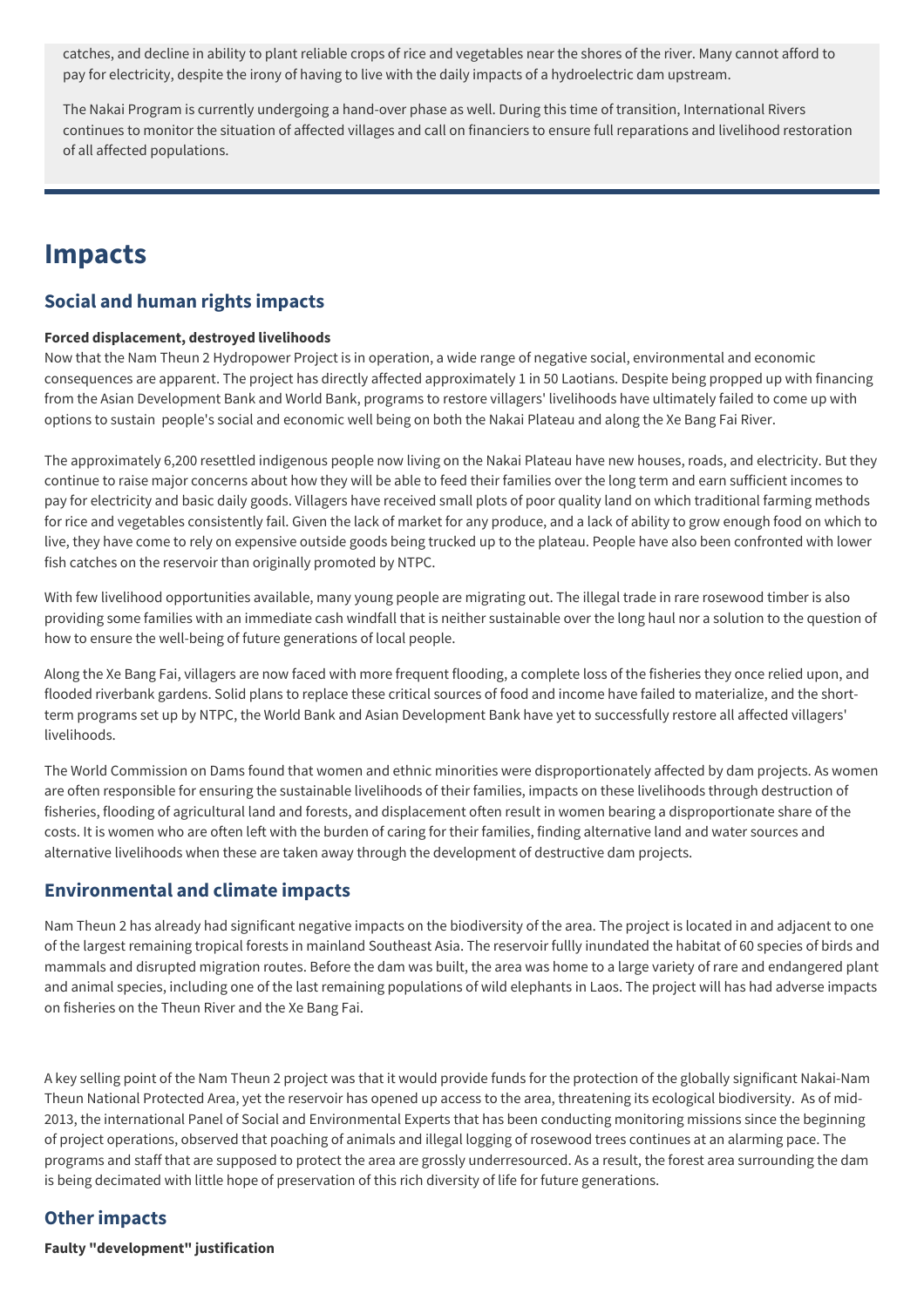catches, and decline in ability to plant reliable crops of rice and vegetables near the shores of the river. Many cannot afford to pay for electricity, despite the irony of having to live with the daily impacts of a hydroelectric dam upstream.

The Nakai Program is currently undergoing a hand-over phase as well. During this time of transition, International Rivers continues to monitor the situation of affected villages and call on financiers to ensure full reparations and livelihood restoration of all affected populations.

# Impacts

## Social and human rights impacts

**Forced displacement, destroyed livelihoods**

Now that the Nam Theun 2 Hydropower Project is in operation, a wide range of negative social, environmental and economic consequences are apparent. The project has directly affected approximately 1 in 50 Laotians. Despite being propped up with financing from the Asian Development Bank and World Bank, programs to restore villagers' livelihoods have ultimately failed to come up with options to sustain people's social and economic well being on both the Nakai Plateau and along the Xe Bang Fai River.

The approximately 6,200 resettled indigenous people now living on the Nakai Plateau have new houses, roads, and electricity. But they continue to raise major concerns about how they will be able to feed their families over the long term and earn sufficient incomes to pay for electricity and basic daily goods. Villagers have received small plots of poor quality land on which traditional farming methods for rice and vegetables consistently fail. Given the lack of market for any produce, and a lack of ability to grow enough food on which to live, they have come to rely on expensive outside goods being trucked up to the plateau. People have also been confronted with lower fish catches on the reservoir than originally promoted by NTPC.

With few livelihood opportunities available, many young people are migrating out. The illegal trade in rare rosewood timber is also providing some families with an immediate cash windfall that is neither sustainable over the long haul nor a solution to the question of how to ensure the well-being of future generations of local people.

Along the Xe Bang Fai, villagers are now faced with more frequent flooding, a complete loss of the fisheries they once relied upon, and flooded riverbank gardens. Solid plans to replace these critical sources of food and income have failed to materialize, and the short-term programs set up by NTPC, the World Bank and Asian Development Bank have yet to successfully restore all affected villagers' livelihoods.

The World Commission on Dams found that women and ethnic minorities were disproportionately affected by dam projects. As women are often responsible for ensuring the sustainable livelihoods of their families, impacts on these livelihoods through destruction of fisheries, flooding of agricultural land and forests, and displacement often result in women bearing a disproportionate share of the costs. It is women who are often left with the burden of caring for their families, finding alternative land and water sources and alternative livelihoods when these are taken away through the development of destructive dam projects.

## Environmental and climate impacts

Nam Theun 2 has already had significant negative impacts on the biodiversity of the area. The project is located in and adjacent to one of the largest remaining tropical forests in mainland Southeast Asia. The reservoir fullly inundated the habitat of 60 species of birds and mammals and disrupted migration routes. Before the dam was built, the area was home to a large variety of rare and endangered plant and animal species, including one of the last remaining populations of wild elephants in Laos. The project will has had adverse impacts on fisheries on the Theun River and the Xe Bang Fai.

A key selling point of the Nam Theun 2 project was that it would provide funds for the protection of the globally significant Nakai-Nam Theun National Protected Area, yet the reservoir has opened up access to the area, threatening its ecological biodiversity. As of mid-2013, the international Panel of Social and Environmental Experts that has been conducting monitoring missions since the beginning of project operations, observed that poaching of animals and illegal logging of rosewood trees continues at an alarming pace. The programs and staff that are supposed to protect the area are grossly underresourced. As a result, the forest area surrounding the dam is being decimated with little hope of preservation of this rich diversity of life for future generations.

## Other impacts

**Faulty "development" justification**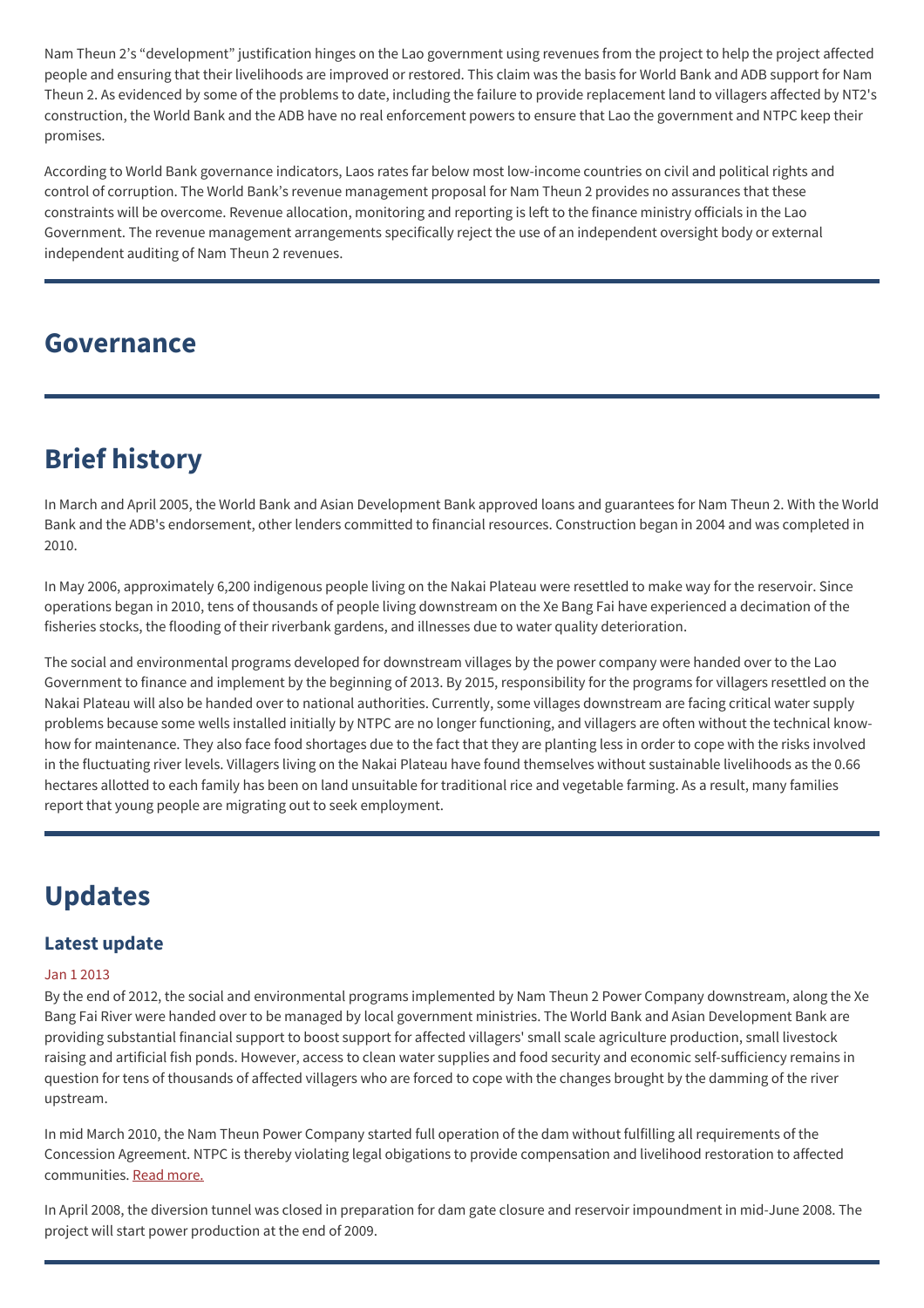Nam Theun 2's "development" justification hinges on the Lao government using revenues from the project to help the project affected people and ensuring that their livelihoods are improved or restored. This claim was the basis for World Bank and ADB support for Nam Theun 2. As evidenced by some of the problems to date, including the failure to provide replacement land to villagers affected by NT2's construction, the World Bank and the ADB have no real enforcement powers to ensure that Lao the government and NTPC keep their promises.

According to World Bank governance indicators, Laos rates far below most low-income countries on civil and political rights and control of corruption. The World Bank's revenue management proposal for Nam Theun 2 provides no assurances that these constraints will be overcome. Revenue allocation, monitoring and reporting is left to the finance ministry officials in the Lao Government. The revenue management arrangements specifically reject the use of an independent oversight body or external independent auditing of Nam Theun 2 revenues.

## Governance

## Brief history

In March and April 2005, the World Bank and Asian Development Bank approved loans and guarantees for Nam Theun 2. With the World Bank and the ADB's endorsement, other lenders committed to financial resources. Construction began in 2004 and was completed in 2010.

In May 2006, approximately 6,200 indigenous people living on the Nakai Plateau were resettled to make way for the reservoir. Since operations began in 2010, tens of thousands of people living downstream on the Xe Bang Fai have experienced a decimation of the fisheries stocks, the flooding of their riverbank gardens, and illnesses due to water quality deterioration.

The social and environmental programs developed for downstream villages by the power company were handed over to the Lao Government to finance and implement by the beginning of 2013. By 2015, responsibility for the programs for villagers resettled on the Nakai Plateau will also be handed over to national authorities. Currently, some villages downstream are facing critical water supply problems because some wells installed initially by NTPC are no longer functioning, and villagers are often without the technical know-how for maintenance. They also face food shortages due to the fact that they are planting less in order to cope with the risks involved in the fluctuating river levels. Villagers living on the Nakai Plateau have found themselves without sustainable livelihoods as the 0.66 hectares allotted to each family has been on land unsuitable for traditional rice and vegetable farming. As a result, many families report that young people are migrating out to seek employment.

## Updates

### Latest update

Jan 1 2013

By the end of 2012, the social and environmental programs implemented by Nam Theun 2 Power Company downstream, along the Xe Bang Fai River were handed over to be managed by local government ministries. The World Bank and Asian Development Bank are providing substantial financial support to boost support for affected villagers' small scale agriculture production, small livestock raising and artificial fish ponds. However, access to clean water supplies and food security and economic self-sufficiency remains in question for tens of thousands of affected villagers who are forced to cope with the changes brought by the damming of the river upstream.

In mid March 2010, the Nam Theun Power Company started full operation of the dam without fulfilling all requirements of the Concession Agreement. NTPC is thereby violating legal obigations to provide compensation and livelihood restoration to affected communities. Read more.

In April 2008, the diversion tunnel was closed in preparation for dam gate closure and reservoir impoundment in mid-June 2008. The project will start power production at the end of 2009.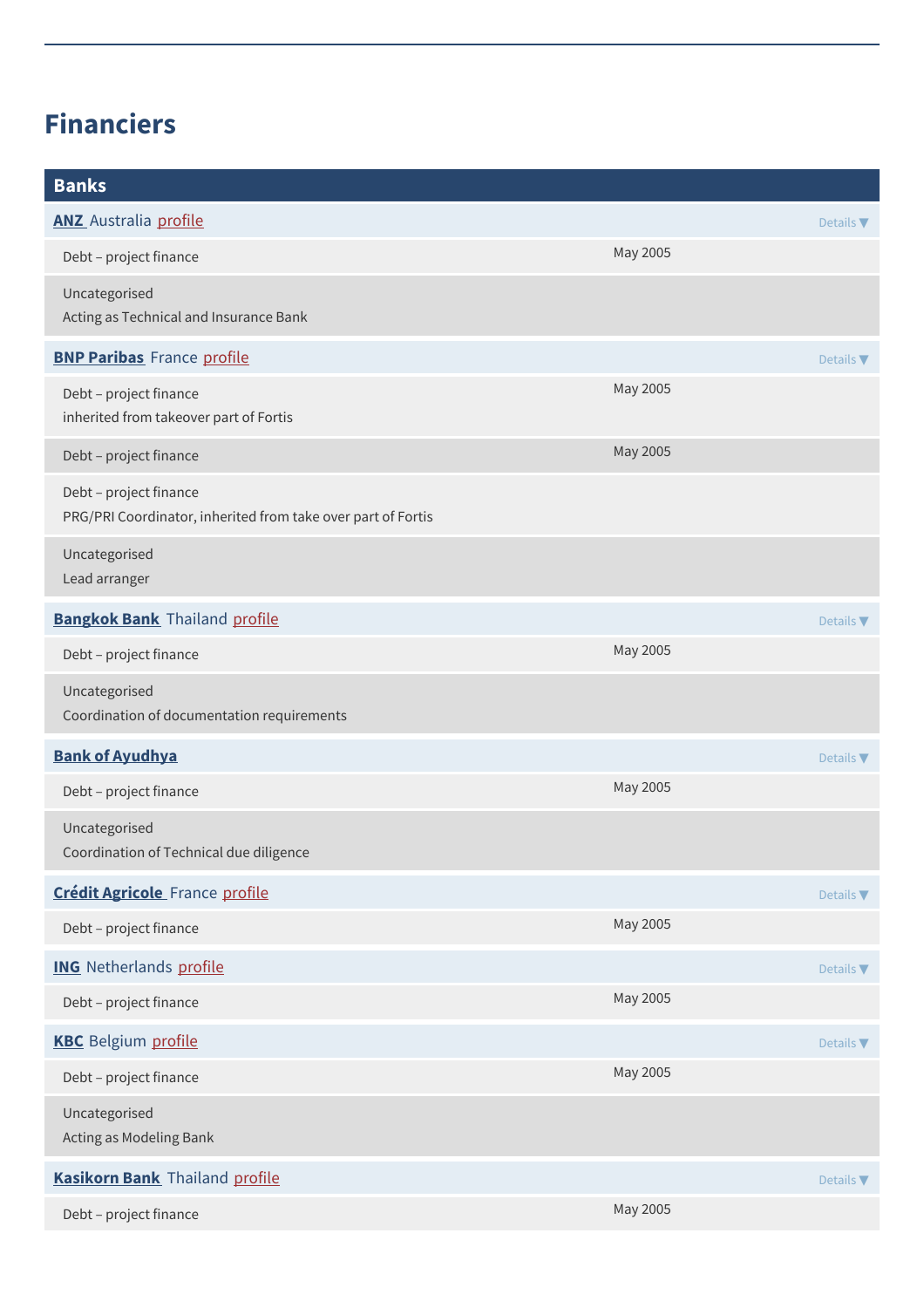## Financiers

### Banks

**ANZ** Australia profile — Details ▼

| | | |
|---|---|---|
| Debt – project finance | May 2005 | |
| Uncategorised<br>Acting as Technical and Insurance Bank | | |

**BNP Paribas** France profile — Details ▼

| | | |
|---|---|---|
| Debt – project finance<br>inherited from takeover part of Fortis | May 2005 | |
| Debt – project finance | May 2005 | |
| Debt – project finance<br>PRG/PRI Coordinator, inherited from take over part of Fortis | | |
| Uncategorised<br>Lead arranger | | |

**Bangkok Bank** Thailand profile — Details ▼

| | | |
|---|---|---|
| Debt – project finance | May 2005 | |
| Uncategorised<br>Coordination of documentation requirements | | |

**Bank of Ayudhya** — Details ▼

| | | |
|---|---|---|
| Debt – project finance | May 2005 | |
| Uncategorised<br>Coordination of Technical due diligence | | |

**Crédit Agricole** France profile — Details ▼

| | | |
|---|---|---|
| Debt – project finance | May 2005 | |

**ING** Netherlands profile — Details ▼

| | | |
|---|---|---|
| Debt – project finance | May 2005 | |

**KBC** Belgium profile — Details ▼

| | | |
|---|---|---|
| Debt – project finance | May 2005 | |
| Uncategorised<br>Acting as Modeling Bank | | |

**Kasikorn Bank** Thailand profile — Details ▼

| | | |
|---|---|---|
| Debt – project finance | May 2005 | |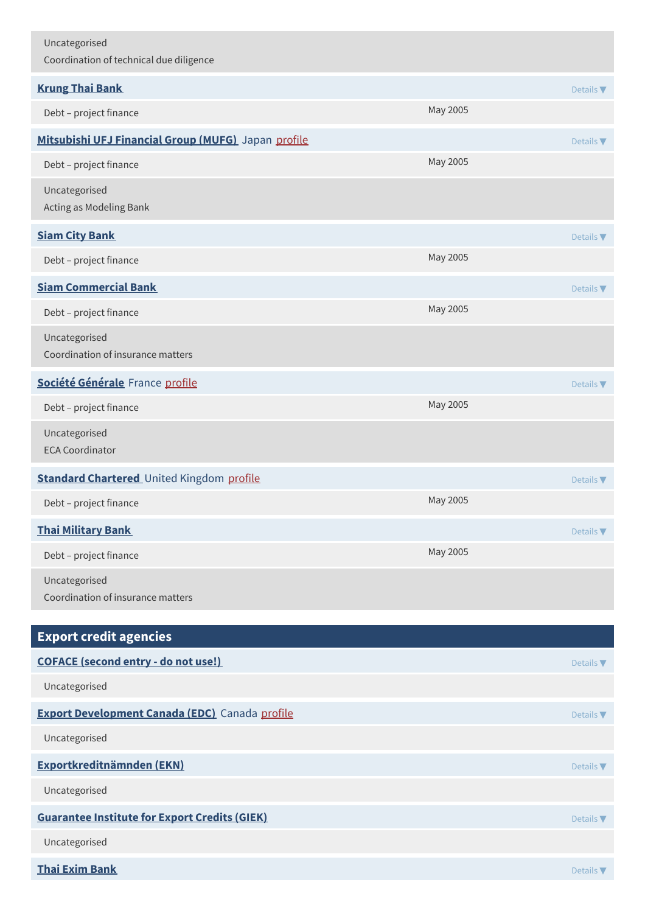Uncategorised
Coordination of technical due diligence

**Krung Thai Bank** Details ▼

Debt – project finance May 2005

**Mitsubishi UFJ Financial Group (MUFG)** Japan profile Details ▼

Debt – project finance May 2005

Uncategorised
Acting as Modeling Bank

**Siam City Bank** Details ▼

Debt – project finance May 2005

**Siam Commercial Bank** Details ▼

Debt – project finance May 2005

Uncategorised
Coordination of insurance matters

**Société Générale** France profile Details ▼

Debt – project finance May 2005

Uncategorised
ECA Coordinator

**Standard Chartered** United Kingdom profile Details ▼

Debt – project finance May 2005

**Thai Military Bank** Details ▼

Debt – project finance May 2005

Uncategorised
Coordination of insurance matters

## Export credit agencies

**COFACE (second entry - do not use!)** Details ▼

Uncategorised

**Export Development Canada (EDC)** Canada profile Details ▼

Uncategorised

**Exportkreditnämnden (EKN)** Details ▼

Uncategorised

**Guarantee Institute for Export Credits (GIEK)** Details ▼

Uncategorised

**Thai Exim Bank** Details ▼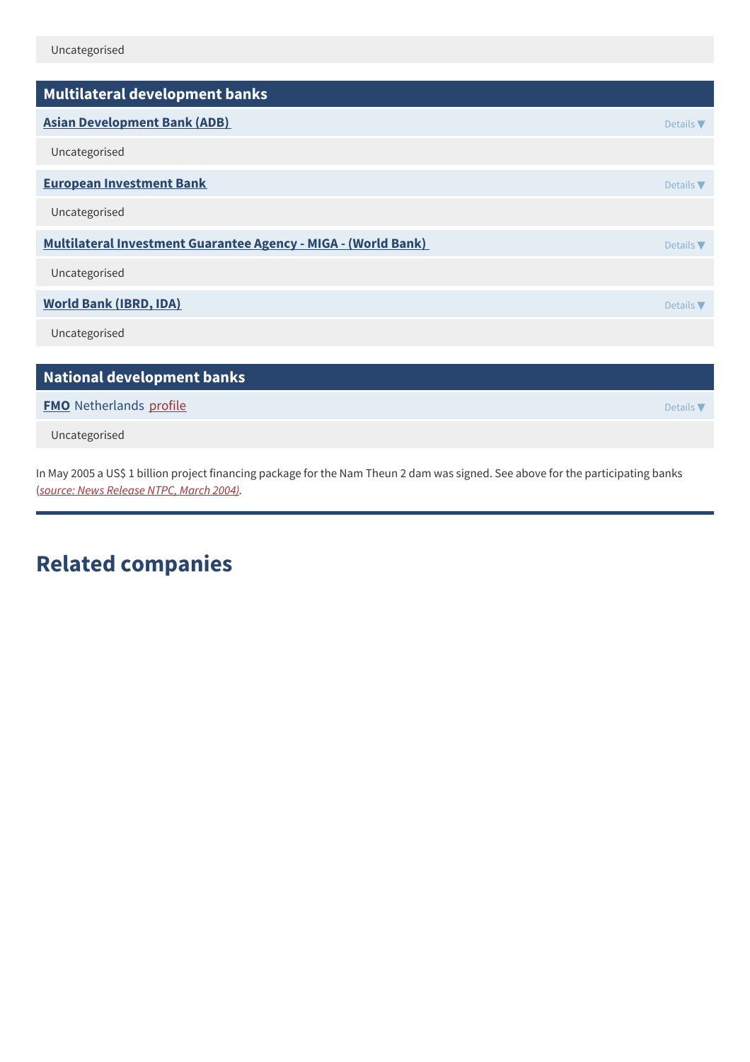Uncategorised

## Multilateral development banks

**Asian Development Bank (ADB)** Details ▼

Uncategorised

**European Investment Bank** Details ▼

Uncategorised

**Multilateral Investment Guarantee Agency - MIGA - (World Bank)** Details ▼

Uncategorised

**World Bank (IBRD, IDA)** Details ▼

Uncategorised

## National development banks

**FMO** Netherlands profile Details ▼

Uncategorised

In May 2005 a US$ 1 billion project financing package for the Nam Theun 2 dam was signed. See above for the participating banks (*source: News Release NTPC, March 2004*).

# Related companies